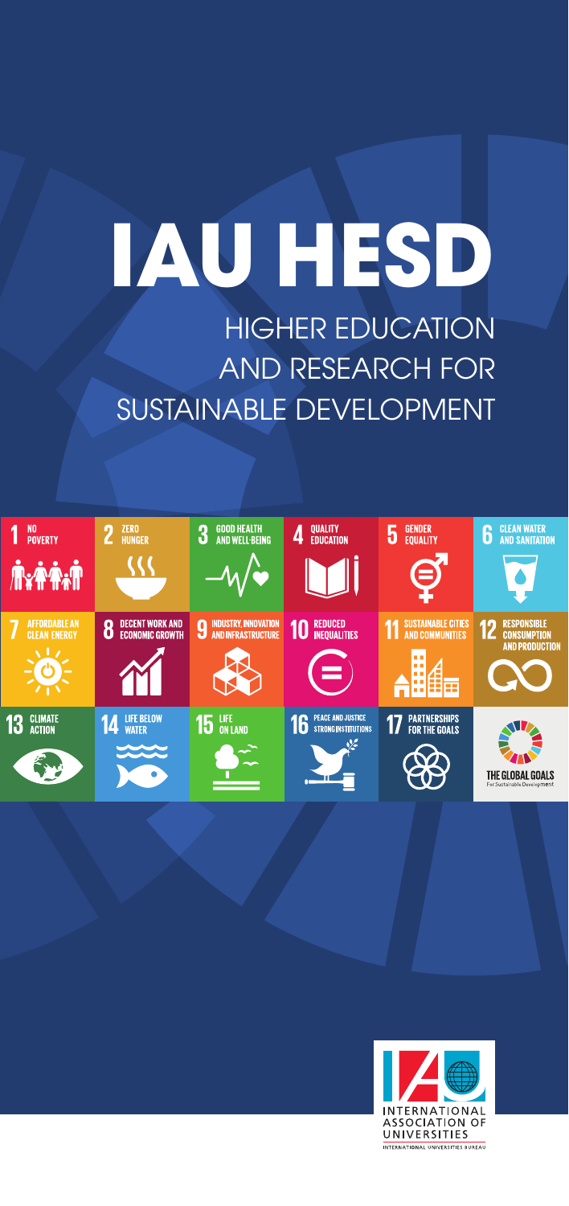# IAU HESD

## HIGHER EDUCATION AND RESEARCH FOR SUSTAINABLE DEVELOPMENT

1 NO POVERTY

2 ZERO HUNGER

3 GOOD HEALTH AND WELL-BEING

4 QUALITY EDUCATION

5 GENDER EQUALITY

6 CLEAN WATER AND SANITATION

7 AFFORDABLE AN CLEAN ENERGY

8 DECENT WORK AND ECONOMIC GROWTH

9 INDUSTRY, INNOVATION AND INFRASTRUCTURE

10 REDUCED INEQUALITIES

11 SUSTAINABLE CITIES AND COMMUNITIES

12 RESPONSIBLE CONSUMPTION AND PRODUCTION

13 CLIMATE ACTION

14 LIFE BELOW WATER

15 LIFE ON LAND

16 PEACE AND JUSTICE STRONG INSTITUTIONS

17 PARTNERSHIPS FOR THE GOALS

THE GLOBAL GOALS For Sustainable Development

INTERNATIONAL ASSOCIATION OF UNIVERSITIES

INTERNATIONAL UNIVERSITIES BUREAU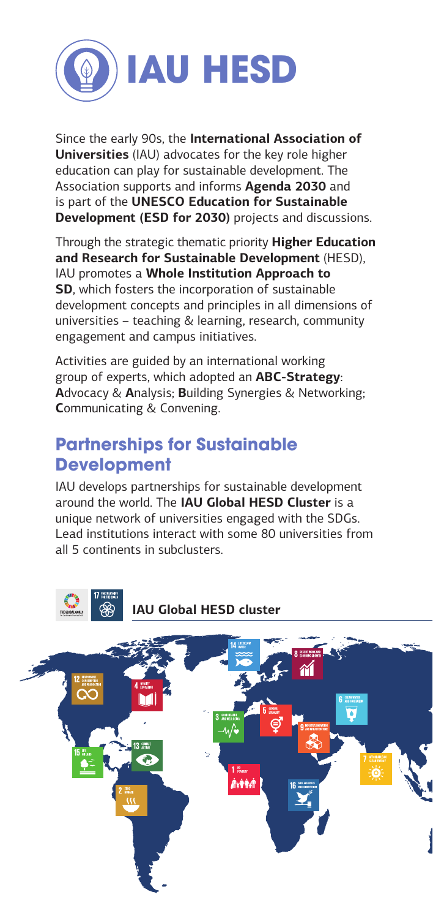# IAU HESD

Since the early 90s, the **International Association of Universities** (IAU) advocates for the key role higher education can play for sustainable development. The Association supports and informs **Agenda 2030** and is part of the **UNESCO Education for Sustainable Development (ESD for 2030)** projects and discussions.

Through the strategic thematic priority **Higher Education and Research for Sustainable Development** (HESD), IAU promotes a **Whole Institution Approach to SD**, which fosters the incorporation of sustainable development concepts and principles in all dimensions of universities – teaching & learning, research, community engagement and campus initiatives.

Activities are guided by an international working group of experts, which adopted an **ABC-Strategy**: **A**dvocacy & **A**nalysis; **B**uilding Synergies & Networking; **C**ommunicating & Convening.

## Partnerships for Sustainable Development

IAU develops partnerships for sustainable development around the world. The **IAU Global HESD Cluster** is a unique network of universities engaged with the SDGs. Lead institutions interact with some 80 universities from all 5 continents in subclusters.

**IAU Global HESD cluster**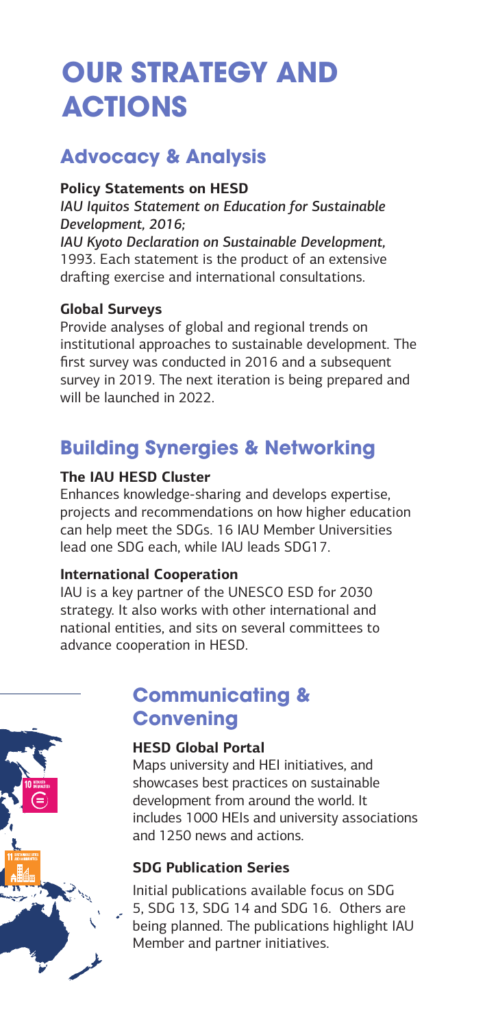# OUR STRATEGY AND ACTIONS

## Advocacy & Analysis

### Policy Statements on HESD

*IAU Iquitos Statement on Education for Sustainable Development, 2016;*
*IAU Kyoto Declaration on Sustainable Development,* 1993. Each statement is the product of an extensive drafting exercise and international consultations.

### Global Surveys

Provide analyses of global and regional trends on institutional approaches to sustainable development. The first survey was conducted in 2016 and a subsequent survey in 2019. The next iteration is being prepared and will be launched in 2022.

## Building Synergies & Networking

### The IAU HESD Cluster

Enhances knowledge-sharing and develops expertise, projects and recommendations on how higher education can help meet the SDGs. 16 IAU Member Universities lead one SDG each, while IAU leads SDG17.

### International Cooperation

IAU is a key partner of the UNESCO ESD for 2030 strategy. It also works with other international and national entities, and sits on several committees to advance cooperation in HESD.

## Communicating & Convening

### HESD Global Portal

Maps university and HEI initiatives, and showcases best practices on sustainable development from around the world. It includes 1000 HEIs and university associations and 1250 news and actions.

### SDG Publication Series

Initial publications available focus on SDG 5, SDG 13, SDG 14 and SDG 16. Others are being planned. The publications highlight IAU Member and partner initiatives.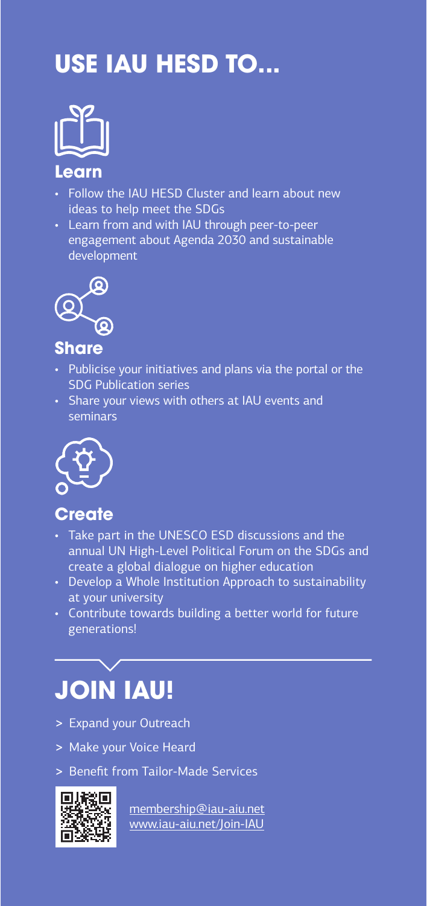# USE IAU HESD TO...

### Learn

- Follow the IAU HESD Cluster and learn about new ideas to help meet the SDGs
- Learn from and with IAU through peer-to-peer engagement about Agenda 2030 and sustainable development

### Share

- Publicise your initiatives and plans via the portal or the SDG Publication series
- Share your views with others at IAU events and seminars

### Create

- Take part in the UNESCO ESD discussions and the annual UN High-Level Political Forum on the SDGs and create a global dialogue on higher education
- Develop a Whole Institution Approach to sustainability at your university
- Contribute towards building a better world for future generations!

# JOIN IAU!

> Expand your Outreach

> Make your Voice Heard

> Benefit from Tailor-Made Services

membership@iau-aiu.net
www.iau-aiu.net/Join-IAU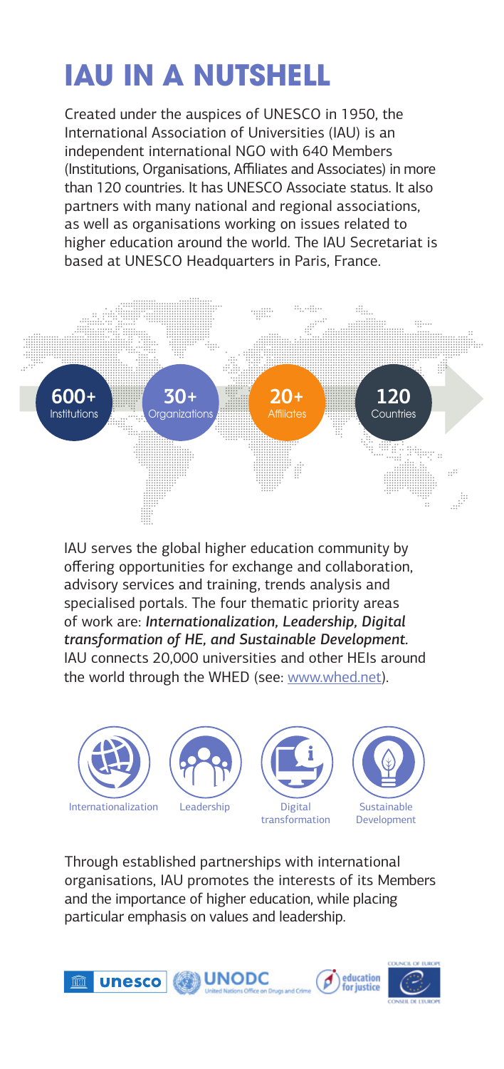# IAU IN A NUTSHELL

Created under the auspices of UNESCO in 1950, the International Association of Universities (IAU) is an independent international NGO with 640 Members (Institutions, Organisations, Affiliates and Associates) in more than 120 countries. It has UNESCO Associate status. It also partners with many national and regional associations, as well as organisations working on issues related to higher education around the world. The IAU Secretariat is based at UNESCO Headquarters in Paris, France.

**600+** Institutions

**30+** Organizations

**20+** Affiliates

**120** Countries

IAU serves the global higher education community by offering opportunities for exchange and collaboration, advisory services and training, trends analysis and specialised portals. The four thematic priority areas of work are: ***Internationalization, Leadership, Digital transformation of HE, and Sustainable Development.*** IAU connects 20,000 universities and other HEIs around the world through the WHED (see: www.whed.net).

Internationalization | Leadership | Digital transformation | Sustainable Development

Through established partnerships with international organisations, IAU promotes the interests of its Members and the importance of higher education, while placing particular emphasis on values and leadership.

unesco | UNODC United Nations Office on Drugs and Crime | education for justice | Council of Europe / Conseil de l'Europe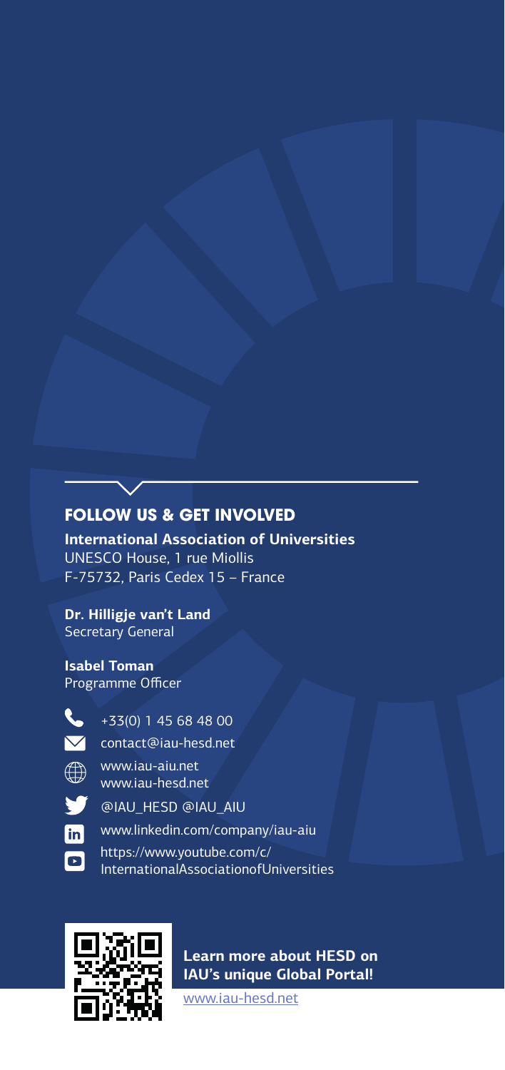## FOLLOW US & GET INVOLVED

**International Association of Universities**
UNESCO House, 1 rue Miollis
F-75732, Paris Cedex 15 – France

**Dr. Hilligje van't Land**
Secretary General

**Isabel Toman**
Programme Officer

+33(0) 1 45 68 48 00

contact@iau-hesd.net

www.iau-aiu.net
www.iau-hesd.net

@IAU_HESD @IAU_AIU

www.linkedin.com/company/iau-aiu

https://www.youtube.com/c/InternationalAssociationofUniversities

**Learn more about HESD on IAU's unique Global Portal!**

www.iau-hesd.net